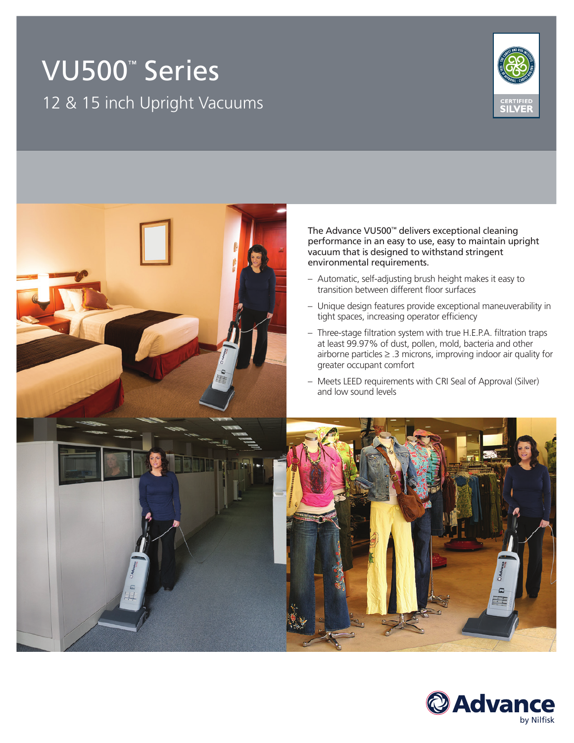# VU500™ Series

## 12 & 15 inch Upright Vacuums

CERTIFIED SILVER

The Advance VU500™ delivers exceptional cleaning performance in an easy to use, easy to maintain upright vacuum that is designed to withstand stringent environmental requirements.

- Automatic, self-adjusting brush height makes it easy to transition between different floor surfaces
- Unique design features provide exceptional maneuverability in tight spaces, increasing operator efficiency
- Three-stage filtration system with true H.E.P.A. filtration traps at least 99.97% of dust, pollen, mold, bacteria and other airborne particles ≥ .3 microns, improving indoor air quality for greater occupant comfort
- Meets LEED requirements with CRI Seal of Approval (Silver) and low sound levels

Advance by Nilfisk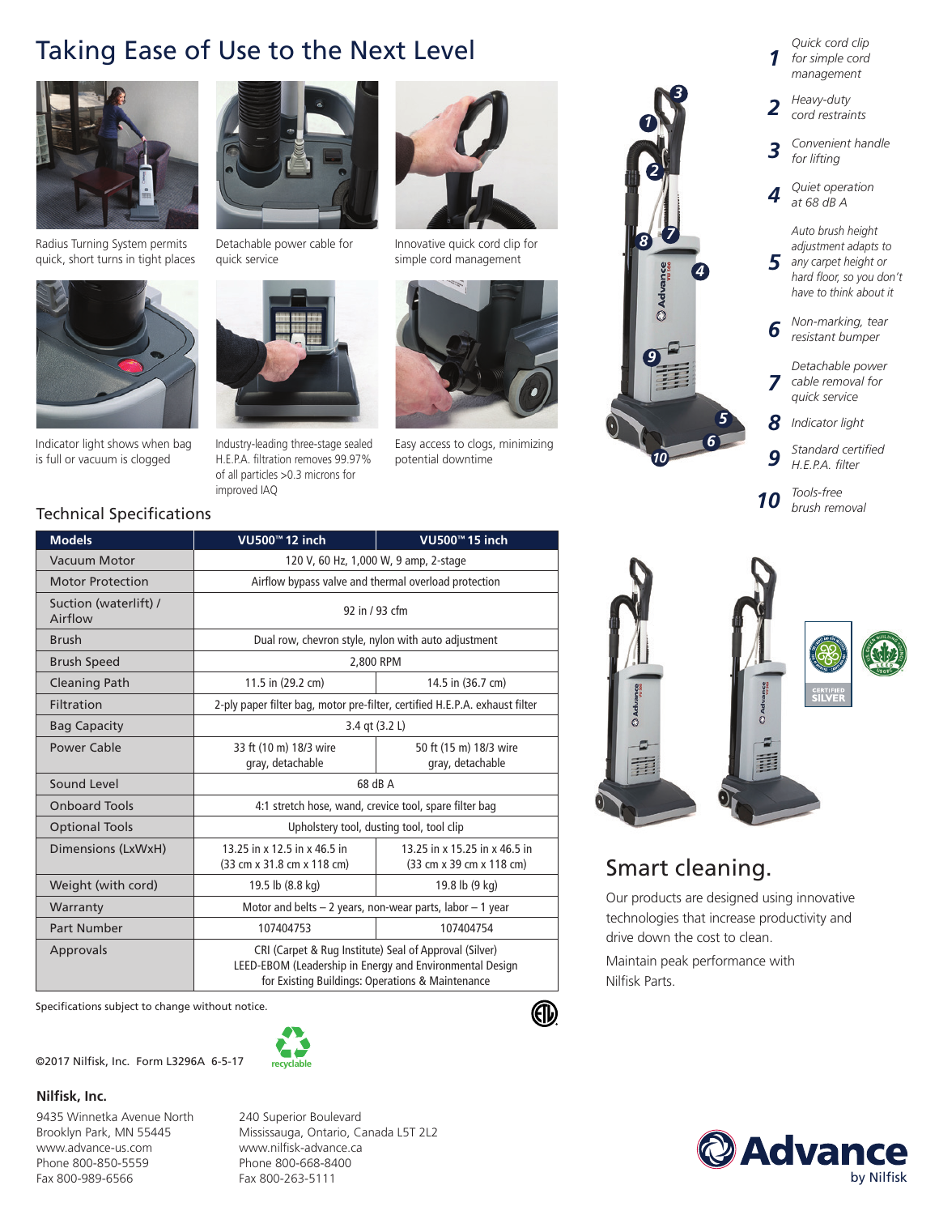# Taking Ease of Use to the Next Level

Radius Turning System permits quick, short turns in tight places

Detachable power cable for quick service

Innovative quick cord clip for simple cord management

Indicator light shows when bag is full or vacuum is clogged

Industry-leading three-stage sealed H.E.P.A. filtration removes 99.97% of all particles >0.3 microns for improved IAQ

Easy access to clogs, minimizing potential downtime

1. *Quick cord clip for simple cord management*
2. *Heavy-duty cord restraints*
3. *Convenient handle for lifting*
4. *Quiet operation at 68 dB A*
5. *Auto brush height adjustment adapts to any carpet height or hard floor, so you don't have to think about it*
6. *Non-marking, tear resistant bumper*
7. *Detachable power cable removal for quick service*
8. *Indicator light*
9. *Standard certified H.E.P.A. filter*
10. *Tools-free brush removal*

## Technical Specifications

| Models | VU500™ 12 inch | VU500™ 15 inch |
|---|---|---|
| Vacuum Motor | 120 V, 60 Hz, 1,000 W, 9 amp, 2-stage | |
| Motor Protection | Airflow bypass valve and thermal overload protection | |
| Suction (waterlift) / Airflow | 92 in / 93 cfm | |
| Brush | Dual row, chevron style, nylon with auto adjustment | |
| Brush Speed | 2,800 RPM | |
| Cleaning Path | 11.5 in (29.2 cm) | 14.5 in (36.7 cm) |
| Filtration | 2-ply paper filter bag, motor pre-filter, certified H.E.P.A. exhaust filter | |
| Bag Capacity | 3.4 qt (3.2 L) | |
| Power Cable | 33 ft (10 m) 18/3 wire gray, detachable | 50 ft (15 m) 18/3 wire gray, detachable |
| Sound Level | 68 dB A | |
| Onboard Tools | 4:1 stretch hose, wand, crevice tool, spare filter bag | |
| Optional Tools | Upholstery tool, dusting tool, tool clip | |
| Dimensions (LxWxH) | 13.25 in x 12.5 in x 46.5 in (33 cm x 31.8 cm x 118 cm) | 13.25 in x 15.25 in x 46.5 in (33 cm x 39 cm x 118 cm) |
| Weight (with cord) | 19.5 lb (8.8 kg) | 19.8 lb (9 kg) |
| Warranty | Motor and belts – 2 years, non-wear parts, labor – 1 year | |
| Part Number | 107404753 | 107404754 |
| Approvals | CRI (Carpet & Rug Institute) Seal of Approval (Silver) LEED-EBOM (Leadership in Energy and Environmental Design for Existing Buildings: Operations & Maintenance | |

Specifications subject to change without notice.

## Smart cleaning.

Our products are designed using innovative technologies that increase productivity and drive down the cost to clean.

Maintain peak performance with Nilfisk Parts.

©2017 Nilfisk, Inc. Form L3296A 6-5-17

recyclable

**Nilfisk, Inc.**

9435 Winnetka Avenue North
Brooklyn Park, MN 55445
www.advance-us.com
Phone 800-850-5559
Fax 800-989-6566

240 Superior Boulevard
Mississauga, Ontario, Canada L5T 2L2
www.nilfisk-advance.ca
Phone 800-668-8400
Fax 800-263-5111

Advance by Nilfisk